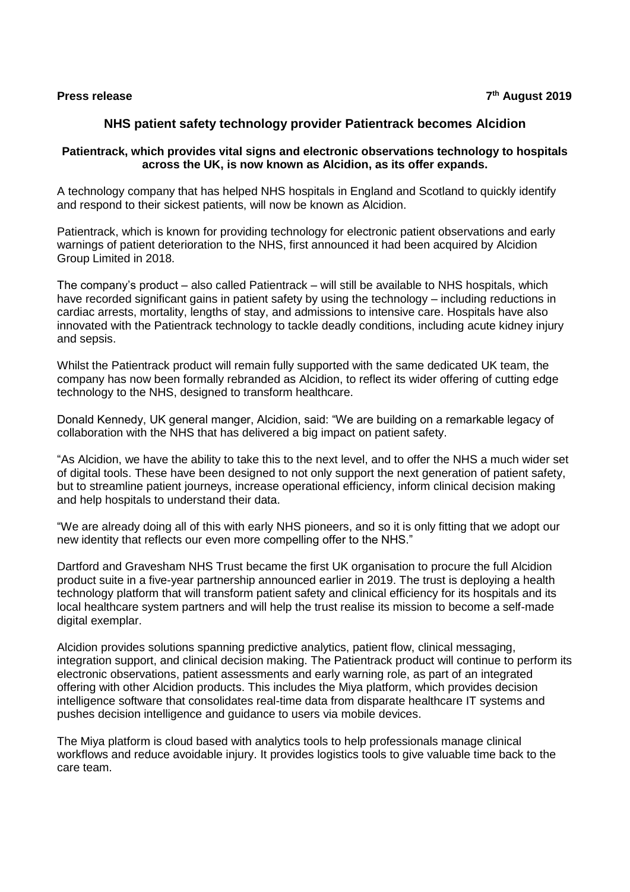**Press release** **7th August 2019**

## NHS patient safety technology provider Patientrack becomes Alcidion

**Patientrack, which provides vital signs and electronic observations technology to hospitals across the UK, is now known as Alcidion, as its offer expands.**

A technology company that has helped NHS hospitals in England and Scotland to quickly identify and respond to their sickest patients, will now be known as Alcidion.

Patientrack, which is known for providing technology for electronic patient observations and early warnings of patient deterioration to the NHS, first announced it had been acquired by Alcidion Group Limited in 2018.

The company's product – also called Patientrack – will still be available to NHS hospitals, which have recorded significant gains in patient safety by using the technology – including reductions in cardiac arrests, mortality, lengths of stay, and admissions to intensive care. Hospitals have also innovated with the Patientrack technology to tackle deadly conditions, including acute kidney injury and sepsis.

Whilst the Patientrack product will remain fully supported with the same dedicated UK team, the company has now been formally rebranded as Alcidion, to reflect its wider offering of cutting edge technology to the NHS, designed to transform healthcare.

Donald Kennedy, UK general manger, Alcidion, said: "We are building on a remarkable legacy of collaboration with the NHS that has delivered a big impact on patient safety.

"As Alcidion, we have the ability to take this to the next level, and to offer the NHS a much wider set of digital tools. These have been designed to not only support the next generation of patient safety, but to streamline patient journeys, increase operational efficiency, inform clinical decision making and help hospitals to understand their data.

"We are already doing all of this with early NHS pioneers, and so it is only fitting that we adopt our new identity that reflects our even more compelling offer to the NHS."

Dartford and Gravesham NHS Trust became the first UK organisation to procure the full Alcidion product suite in a five-year partnership announced earlier in 2019. The trust is deploying a health technology platform that will transform patient safety and clinical efficiency for its hospitals and its local healthcare system partners and will help the trust realise its mission to become a self-made digital exemplar.

Alcidion provides solutions spanning predictive analytics, patient flow, clinical messaging, integration support, and clinical decision making. The Patientrack product will continue to perform its electronic observations, patient assessments and early warning role, as part of an integrated offering with other Alcidion products. This includes the Miya platform, which provides decision intelligence software that consolidates real-time data from disparate healthcare IT systems and pushes decision intelligence and guidance to users via mobile devices.

The Miya platform is cloud based with analytics tools to help professionals manage clinical workflows and reduce avoidable injury. It provides logistics tools to give valuable time back to the care team.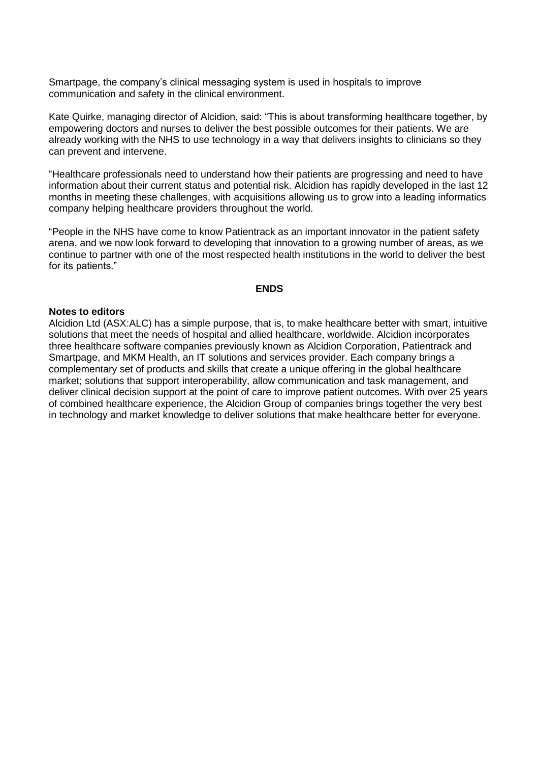Smartpage, the company's clinical messaging system is used in hospitals to improve communication and safety in the clinical environment.

Kate Quirke, managing director of Alcidion, said: "This is about transforming healthcare together, by empowering doctors and nurses to deliver the best possible outcomes for their patients. We are already working with the NHS to use technology in a way that delivers insights to clinicians so they can prevent and intervene.

"Healthcare professionals need to understand how their patients are progressing and need to have information about their current status and potential risk. Alcidion has rapidly developed in the last 12 months in meeting these challenges, with acquisitions allowing us to grow into a leading informatics company helping healthcare providers throughout the world.

"People in the NHS have come to know Patientrack as an important innovator in the patient safety arena, and we now look forward to developing that innovation to a growing number of areas, as we continue to partner with one of the most respected health institutions in the world to deliver the best for its patients."

**ENDS**

**Notes to editors**

Alcidion Ltd (ASX:ALC) has a simple purpose, that is, to make healthcare better with smart, intuitive solutions that meet the needs of hospital and allied healthcare, worldwide. Alcidion incorporates three healthcare software companies previously known as Alcidion Corporation, Patientrack and Smartpage, and MKM Health, an IT solutions and services provider. Each company brings a complementary set of products and skills that create a unique offering in the global healthcare market; solutions that support interoperability, allow communication and task management, and deliver clinical decision support at the point of care to improve patient outcomes. With over 25 years of combined healthcare experience, the Alcidion Group of companies brings together the very best in technology and market knowledge to deliver solutions that make healthcare better for everyone.